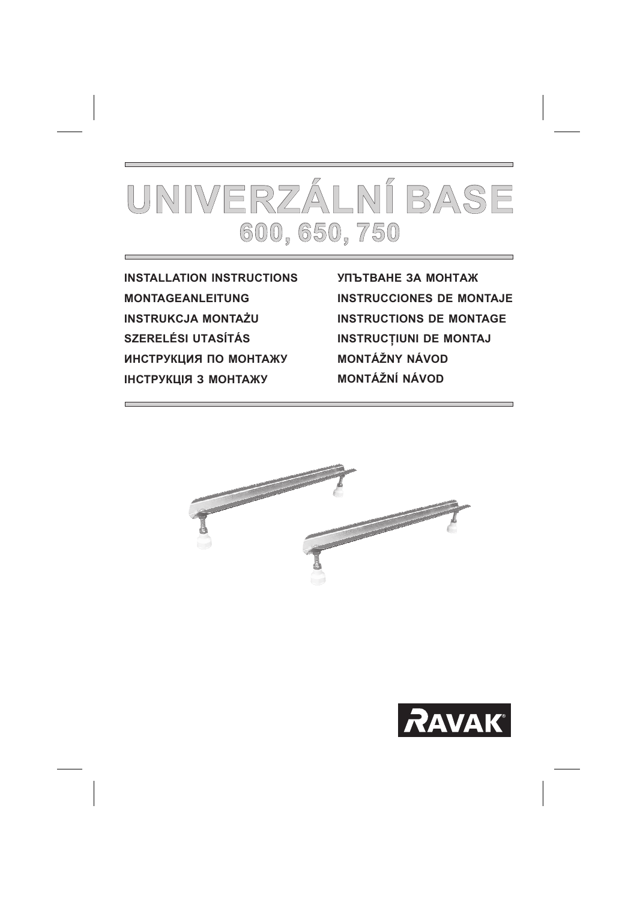# UNIVERZÁLNÍ BASE
## 600, 650, 750

**INSTALLATION INSTRUCTIONS**
**MONTAGEANLEITUNG**
**INSTRUKCJA MONTAŻU**
**SZERELÉSI UTASÍTÁS**
**ИНСТРУКЦИЯ ПО МОНТАЖУ**
**ІНСТРУКЦІЯ З МОНТАЖУ**
**УПЪТВАНЕ ЗА МОНТАЖ**
**INSTRUCCIONES DE MONTAJE**
**INSTRUCTIONS DE MONTAGE**
**INSTRUCȚIUNI DE MONTAJ**
**MONTÁŽNY NÁVOD**
**MONTÁŽNÍ NÁVOD**

RAVAK®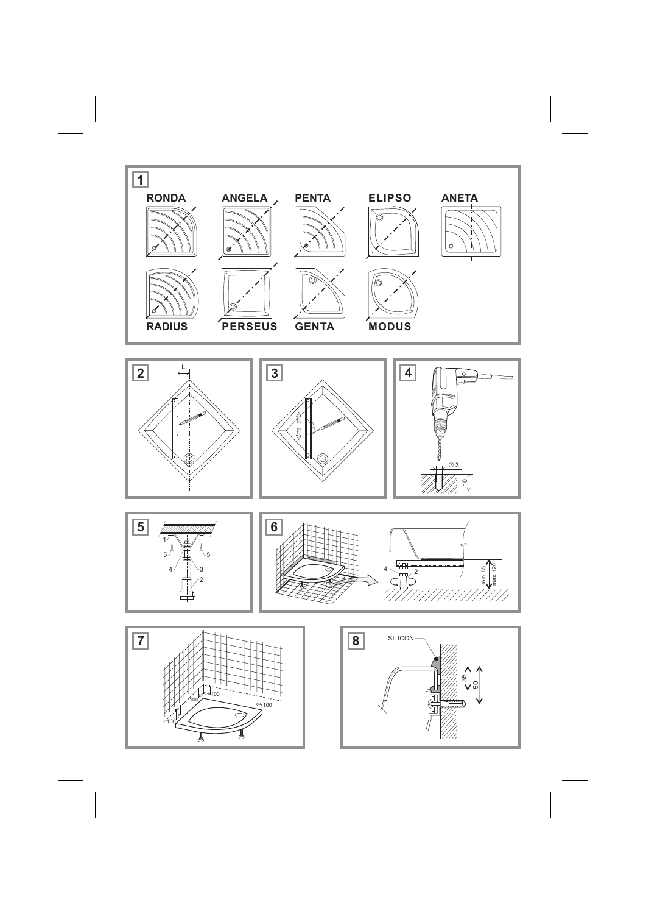1

RONDA ANGELA PENTA ELIPSO ANETA

RADIUS PERSEUS GENTA MODUS

2

L

3

4

∅ 3

10

5

1 5 5 4 3 2

6

4 2

min. 85 max. 120

7

100 100 100 100

8

SILICON

35 50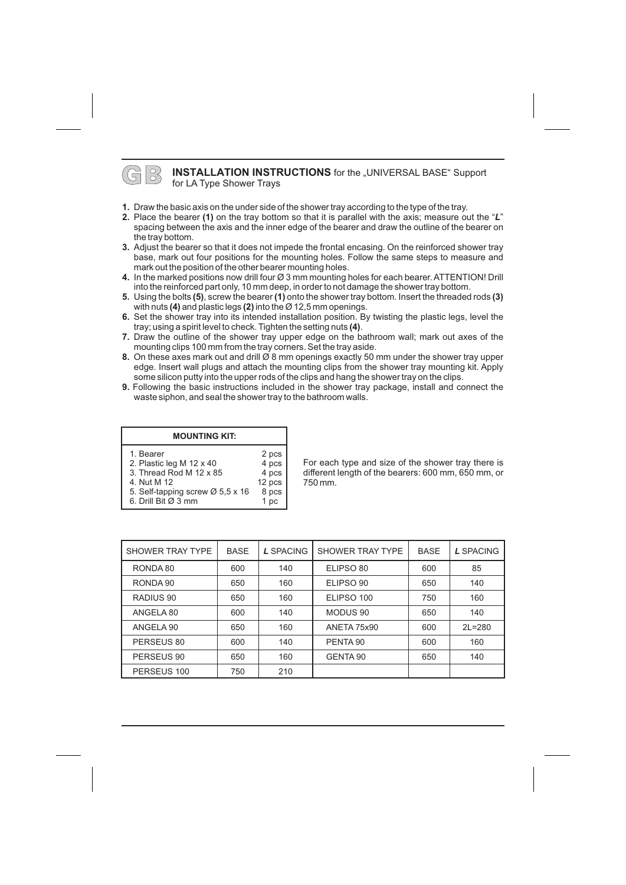GB

## INSTALLATION INSTRUCTIONS for the „UNIVERSAL BASE“ Support for LA Type Shower Trays

1. Draw the basic axis on the under side of the shower tray according to the type of the tray.
2. Place the bearer **(1)** on the tray bottom so that it is parallel with the axis; measure out the “***L***” spacing between the axis and the inner edge of the bearer and draw the outline of the bearer on the tray bottom.
3. Adjust the bearer so that it does not impede the frontal encasing. On the reinforced shower tray base, mark out four positions for the mounting holes. Follow the same steps to measure and mark out the position of the other bearer mounting holes.
4. In the marked positions now drill four Ø 3 mm mounting holes for each bearer. ATTENTION! Drill into the reinforced part only, 10 mm deep, in order to not damage the shower tray bottom.
5. Using the bolts **(5)**, screw the bearer **(1)** onto the shower tray bottom. Insert the threaded rods **(3)** with nuts **(4)** and plastic legs **(2)** into the Ø 12,5 mm openings.
6. Set the shower tray into its intended installation position. By twisting the plastic legs, level the tray; using a spirit level to check. Tighten the setting nuts **(4)**.
7. Draw the outline of the shower tray upper edge on the bathroom wall; mark out axes of the mounting clips 100 mm from the tray corners. Set the tray aside.
8. On these axes mark out and drill Ø 8 mm openings exactly 50 mm under the shower tray upper edge. Insert wall plugs and attach the mounting clips from the shower tray mounting kit. Apply some silicon putty into the upper rods of the clips and hang the shower tray on the clips.
9. Following the basic instructions included in the shower tray package, install and connect the waste siphon, and seal the shower tray to the bathroom walls.

| MOUNTING KIT: | |
|---|---|
| 1. Bearer | 2 pcs |
| 2. Plastic leg M 12 x 40 | 4 pcs |
| 3. Thread Rod M 12 x 85 | 4 pcs |
| 4. Nut M 12 | 12 pcs |
| 5. Self-tapping screw Ø 5,5 x 16 | 8 pcs |
| 6. Drill Bit Ø 3 mm | 1 pc |

For each type and size of the shower tray there is different length of the bearers: 600 mm, 650 mm, or 750 mm.

| SHOWER TRAY TYPE | BASE | ***L*** SPACING | SHOWER TRAY TYPE | BASE | ***L*** SPACING |
|---|---|---|---|---|---|
| RONDA 80 | 600 | 140 | ELIPSO 80 | 600 | 85 |
| RONDA 90 | 650 | 160 | ELIPSO 90 | 650 | 140 |
| RADIUS 90 | 650 | 160 | ELIPSO 100 | 750 | 160 |
| ANGELA 80 | 600 | 140 | MODUS 90 | 650 | 140 |
| ANGELA 90 | 650 | 160 | ANETA 75x90 | 600 | 2L=280 |
| PERSEUS 80 | 600 | 140 | PENTA 90 | 600 | 160 |
| PERSEUS 90 | 650 | 160 | GENTA 90 | 650 | 140 |
| PERSEUS 100 | 750 | 210 | | | |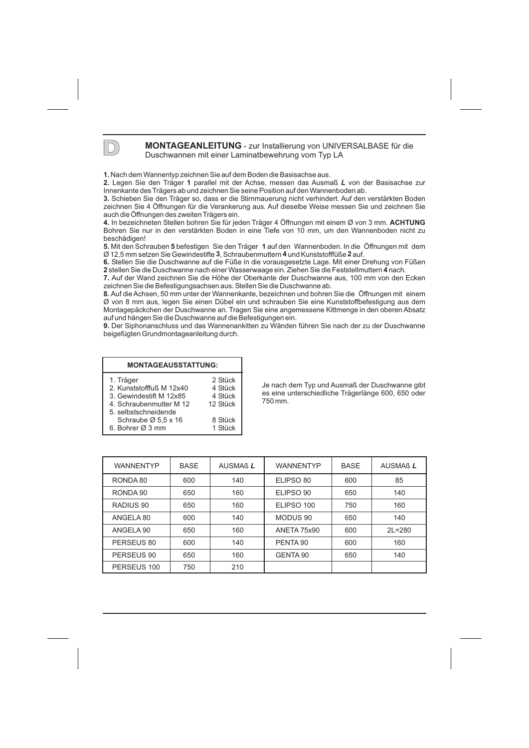**D**

## MONTAGEANLEITUNG - zur Installierung von UNIVERSALBASE für die Duschwannen mit einer Laminatbewehrung vom Typ LA

**1.** Nach dem Wannentyp zeichnen Sie auf dem Boden die Basisachse aus.

**2.** Legen Sie den Träger **1** parallel mit der Achse, messen das Ausmaß ***L*** von der Basisachse zur Innenkante des Trägers ab und zeichnen Sie seine Position auf den Wannenboden ab.

**3.** Schieben Sie den Träger so, dass er die Stirnmauerung nicht verhindert. Auf den verstärkten Boden zeichnen Sie 4 Öffnungen für die Verankerung aus. Auf dieselbe Weise messen Sie und zeichnen Sie auch die Öffnungen des zweiten Trägers ein.

**4.** In bezeichneten Stellen bohren Sie für jeden Träger 4 Öffnungen mit einem Ø von 3 mm. **ACHTUNG** Bohren Sie nur in den verstärkten Boden in eine Tiefe von 10 mm, um den Wannenboden nicht zu beschädigen!

**5.** Mit den Schrauben **5** befestigen Sie den Träger **1** auf den Wannenboden. In die Öffnungen mit dem Ø 12,5 mm setzen Sie Gewindestifte **3**, Schraubenmuttern **4** und Kunststofffüße **2** auf.

**6.** Stellen Sie die Duschwanne auf die Füße in die vorausgesetzte Lage. Mit einer Drehung von Füßen **2** stellen Sie die Duschwanne nach einer Wasserwaage ein. Ziehen Sie die Feststellmuttern **4** nach.

**7.** Auf der Wand zeichnen Sie die Höhe der Oberkante der Duschwanne aus, 100 mm von den Ecken zeichnen Sie die Befestigungsachsen aus. Stellen Sie die Duschwanne ab.

**8.** Auf die Achsen, 50 mm unter der Wannenkante, bezeichnen und bohren Sie die Öffnungen mit einem Ø von 8 mm aus, legen Sie einen Dübel ein und schrauben Sie eine Kunststoffbefestigung aus dem Montagepäckchen der Duschwanne an. Tragen Sie eine angemessene Kittmenge in den oberen Absatz auf und hängen Sie die Duschwanne auf die Befestigungen ein.

**9.** Der Siphonanschluss und das Wannenankitten zu Wänden führen Sie nach der zu der Duschwanne beigefügten Grundmontageanleitung durch.

| MONTAGEAUSSTATTUNG: | |
|---|---|
| 1. Träger | 2 Stück |
| 2. Kunststofffuß M 12x40 | 4 Stück |
| 3. Gewindestift M 12x85 | 4 Stück |
| 4. Schraubenmutter M 12 | 12 Stück |
| 5. selbstschneidende Schraube Ø 5,5 x 16 | 8 Stück |
| 6. Bohrer Ø 3 mm | 1 Stück |

Je nach dem Typ und Ausmaß der Duschwanne gibt es eine unterschiedliche Trägerlänge 600, 650 oder 750 mm.

| WANNENTYP | BASE | AUSMAß ***L*** | WANNENTYP | BASE | AUSMAß ***L*** |
|---|---|---|---|---|---|
| RONDA 80 | 600 | 140 | ELIPSO 80 | 600 | 85 |
| RONDA 90 | 650 | 160 | ELIPSO 90 | 650 | 140 |
| RADIUS 90 | 650 | 160 | ELIPSO 100 | 750 | 160 |
| ANGELA 80 | 600 | 140 | MODUS 90 | 650 | 140 |
| ANGELA 90 | 650 | 160 | ANETA 75x90 | 600 | 2L=280 |
| PERSEUS 80 | 600 | 140 | PENTA 90 | 600 | 160 |
| PERSEUS 90 | 650 | 160 | GENTA 90 | 650 | 140 |
| PERSEUS 100 | 750 | 210 | | | |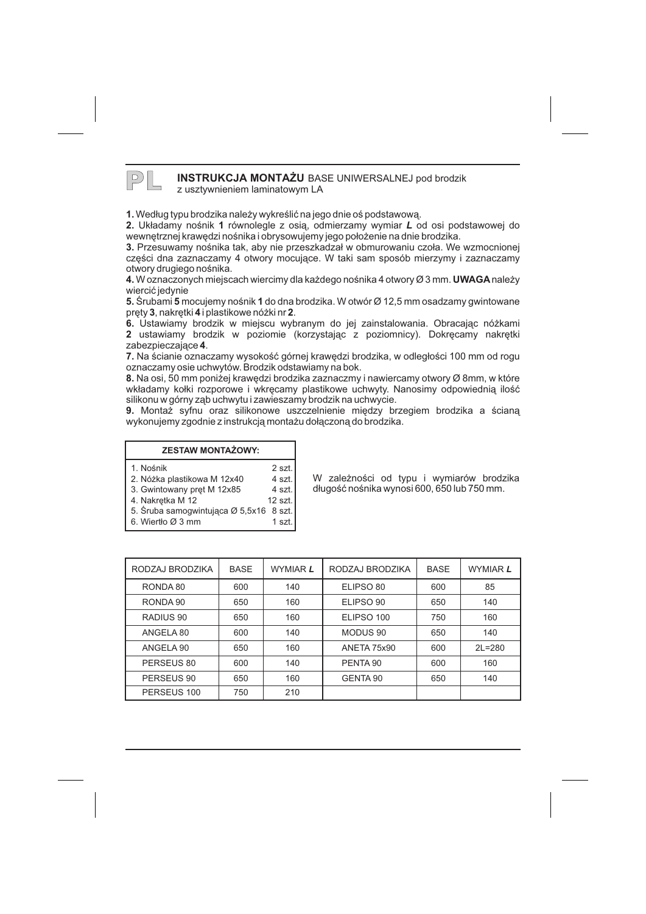PL

## **INSTRUKCJA MONTAŻU** BASE UNIWERSALNEJ pod brodzik z usztywnieniem laminatowym LA

**1.** Według typu brodzika należy wykreślić na jego dnie oś podstawową.
**2.** Układamy nośnik **1** równolegle z osią, odmierzamy wymiar ***L*** od osi podstawowej do wewnętrznej krawędzi nośnika i obrysowujemy jego położenie na dnie brodzika.
**3.** Przesuwamy nośnika tak, aby nie przeszkadzał w obmurowaniu czoła. We wzmocnionej części dna zaznaczamy 4 otwory mocujące. W taki sam sposób mierzymy i zaznaczamy otwory drugiego nośnika.
**4.** W oznaczonych miejscach wiercimy dla każdego nośnika 4 otwory Ø 3 mm. **UWAGA** należy wiercić jedynie
**5.** Śrubami **5** mocujemy nośnik **1** do dna brodzika. W otwór Ø 12,5 mm osadzamy gwintowane pręty **3**, nakrętki **4** i plastikowe nóżki nr **2**.
**6.** Ustawiamy brodzik w miejscu wybranym do jej zainstalowania. Obracając nóżkami **2** ustawiamy brodzik w poziomie (korzystając z poziomnicy). Dokręcamy nakrętki zabezpieczające **4**.
**7.** Na ścianie oznaczamy wysokość górnej krawędzi brodzika, w odległości 100 mm od rogu oznaczamy osie uchwytów. Brodzik odstawiamy na bok.
**8.** Na osi, 50 mm poniżej krawędzi brodzika zaznaczmy i nawiercamy otwory Ø 8mm, w które wkładamy kołki rozporowe i wkręcamy plastikowe uchwyty. Nanosimy odpowiednią ilość silikonu w górny ząb uchwytu i zawieszamy brodzik na uchwycie.
**9.** Montaż syfnu oraz silikonowe uszczelnienie między brzegiem brodzika a ścianą wykonujemy zgodnie z instrukcją montażu dołączoną do brodzika.

| ZESTAW MONTAŻOWY: | |
|---|---|
| 1. Nośnik | 2 szt. |
| 2. Nóżka plastikowa M 12x40 | 4 szt. |
| 3. Gwintowany pręt M 12x85 | 4 szt. |
| 4. Nakrętka M 12 | 12 szt. |
| 5. Śruba samogwintująca Ø 5,5x16 | 8 szt. |
| 6. Wiertło Ø 3 mm | 1 szt. |

W zależności od typu i wymiarów brodzika długość nośnika wynosi 600, 650 lub 750 mm.

| RODZAJ BRODZIKA | BASE | WYMIAR ***L*** | RODZAJ BRODZIKA | BASE | WYMIAR ***L*** |
|---|---|---|---|---|---|
| RONDA 80 | 600 | 140 | ELIPSO 80 | 600 | 85 |
| RONDA 90 | 650 | 160 | ELIPSO 90 | 650 | 140 |
| RADIUS 90 | 650 | 160 | ELIPSO 100 | 750 | 160 |
| ANGELA 80 | 600 | 140 | MODUS 90 | 650 | 140 |
| ANGELA 90 | 650 | 160 | ANETA 75x90 | 600 | 2L=280 |
| PERSEUS 80 | 600 | 140 | PENTA 90 | 600 | 160 |
| PERSEUS 90 | 650 | 160 | GENTA 90 | 650 | 140 |
| PERSEUS 100 | 750 | 210 | | | |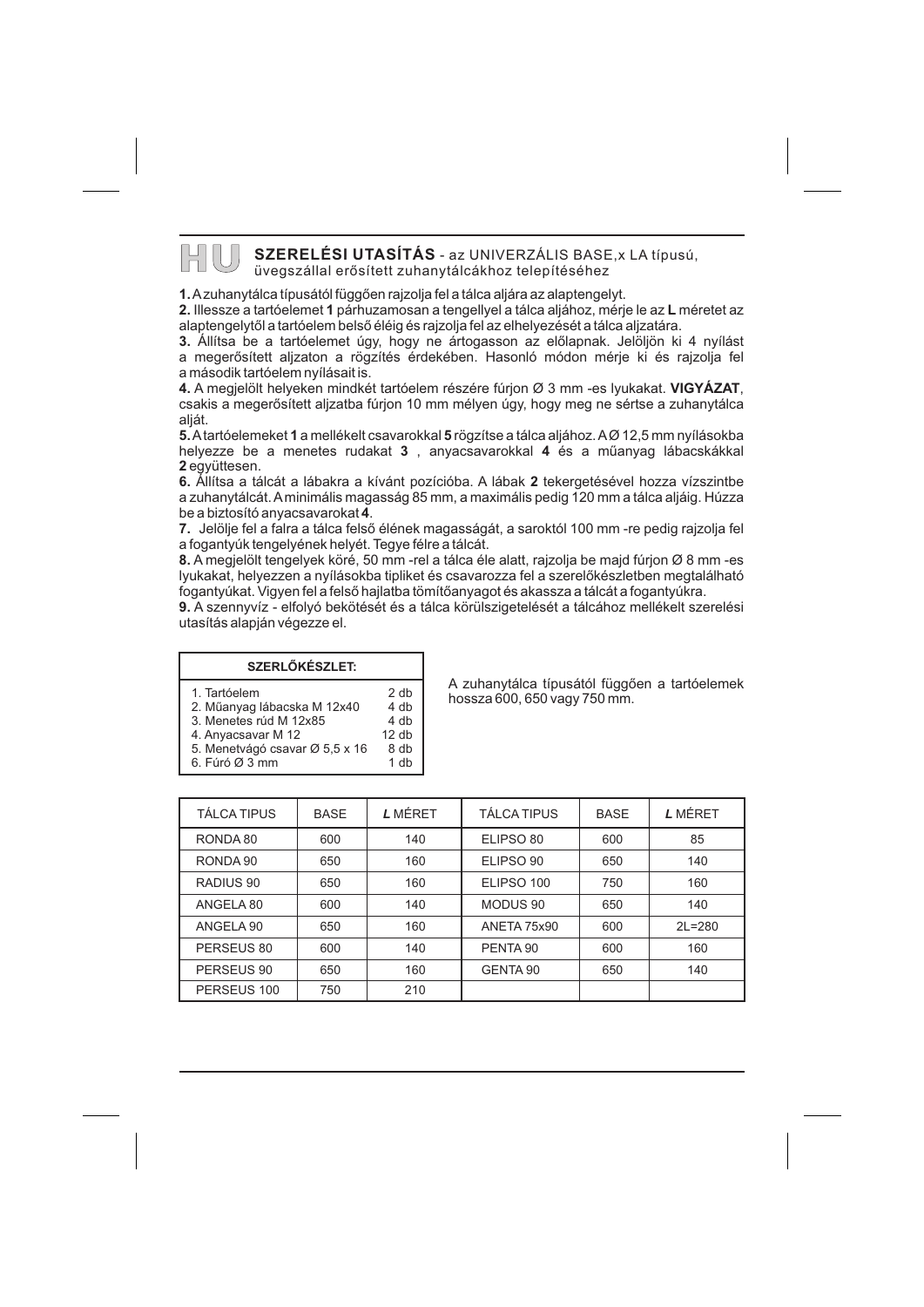## HU SZERELÉSI UTASÍTÁS - az UNIVERZÁLIS BASE,x LA típusú, üvegszállal erősített zuhanytálcákhoz telepítéséhez

**1.** A zuhanytálca típusától függően rajzolja fel a tálca aljára az alaptengelyt.

**2.** Illessze a tartóelemet **1** párhuzamosan a tengellyel a tálca aljához, mérje le az **L** méretet az alaptengelytől a tartóelem belső éléig és rajzolja fel az elhelyezését a tálca aljzatára.

**3.** Állítsa be a tartóelemet úgy, hogy ne ártogasson az előlapnak. Jelöljön ki 4 nyílást a megerősített aljzaton a rögzítés érdekében. Hasonló módon mérje ki és rajzolja fel a második tartóelem nyílásait is.

**4.** A megjelölt helyeken mindkét tartóelem részére fúrjon Ø 3 mm -es lyukakat. **VIGYÁZAT**, csakis a megerősített aljzatba fúrjon 10 mm mélyen úgy, hogy meg ne sértse a zuhanytálca alját.

**5.** A tartóelemeket **1** a mellékelt csavarokkal **5** rögzítse a tálca aljához. A Ø 12,5 mm nyílásokba helyezze be a menetes rudakat **3** , anyacsavarokkal **4** és a műanyag lábacskákkal **2** együttesen.

**6.** Állítsa a tálcát a lábakra a kívánt pozícióba. A lábak **2** tekergetésével hozza vízszintbe a zuhanytálcát. A minimális magasság 85 mm, a maximális pedig 120 mm a tálca aljáig. Húzza be a biztosító anyacsavarokat **4**.

**7.** Jelölje fel a falra a tálca felső élének magasságát, a saroktól 100 mm -re pedig rajzolja fel a fogantyúk tengelyének helyét. Tegye félre a tálcát.

**8.** A megjelölt tengelyek köré, 50 mm -rel a tálca éle alatt, rajzolja be majd fúrjon Ø 8 mm -es lyukakat, helyezzen a nyílásokba tipliket és csavarozza fel a szerelőkészletben megtalálható fogantyúkat. Vigyen fel a felső hajlatba tömítőanyagot és akassza a tálcát a fogantyúkra.

**9.** A szennyvíz - elfolyó bekötését és a tálca körülszigetelését a tálcához mellékelt szerelési utasítás alapján végezze el.

| SZERLŐKÉSZLET: | |
|---|---|
| 1. Tartóelem | 2 db |
| 2. Műanyag lábacska M 12x40 | 4 db |
| 3. Menetes rúd M 12x85 | 4 db |
| 4. Anyacsavar M 12 | 12 db |
| 5. Menetvágó csavar Ø 5,5 x 16 | 8 db |
| 6. Fúró Ø 3 mm | 1 db |

A zuhanytálca típusától függően a tartóelemek hossza 600, 650 vagy 750 mm.

| TÁLCA TIPUS | BASE | *L* MÉRET | TÁLCA TIPUS | BASE | *L* MÉRET |
|---|---|---|---|---|---|
| RONDA 80 | 600 | 140 | ELIPSO 80 | 600 | 85 |
| RONDA 90 | 650 | 160 | ELIPSO 90 | 650 | 140 |
| RADIUS 90 | 650 | 160 | ELIPSO 100 | 750 | 160 |
| ANGELA 80 | 600 | 140 | MODUS 90 | 650 | 140 |
| ANGELA 90 | 650 | 160 | ANETA 75x90 | 600 | 2L=280 |
| PERSEUS 80 | 600 | 140 | PENTA 90 | 600 | 160 |
| PERSEUS 90 | 650 | 160 | GENTA 90 | 650 | 140 |
| PERSEUS 100 | 750 | 210 | | | |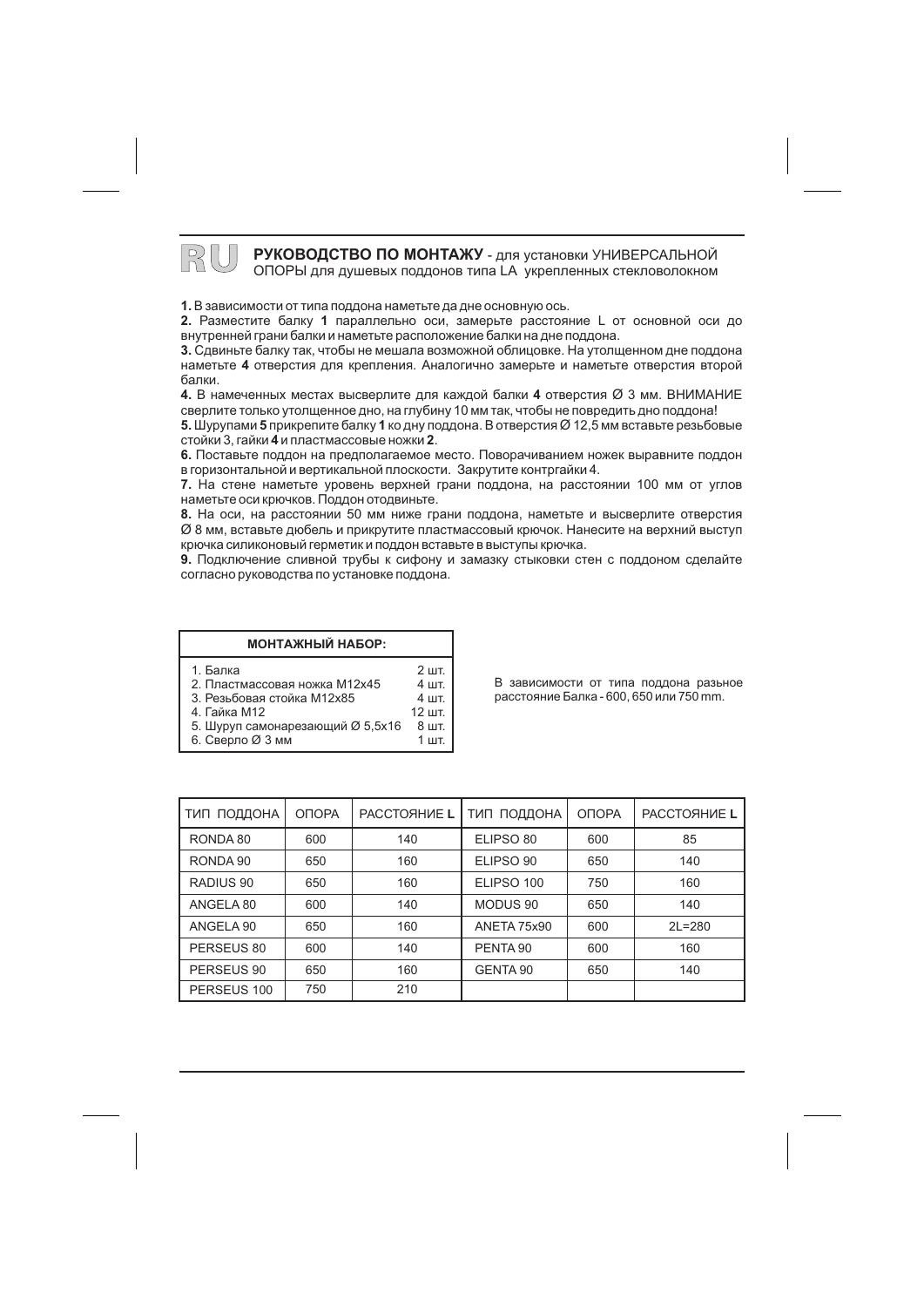## RU **РУКОВОДСТВО ПО МОНТАЖУ** - для установки УНИВЕРСАЛЬНОЙ ОПОРЫ для душевых поддонов типа LA укрепленных стекловолокном

**1.** В зависимости от типа поддона наметьте да дне основную ось.
**2.** Разместите балку **1** параллельно оси, замерьте расстояние L от основной оси до внутренней грани балки и наметьте расположение балки на дне поддона.
**3.** Сдвиньте балку так, чтобы не мешала возможной облицовке. На утолщенном дне поддона наметьте **4** отверстия для крепления. Аналогично замерьте и наметьте отверстия второй балки.
**4.** В намеченных местах высверлите для каждой балки **4** отверстия Ø 3 мм. ВНИМАНИЕ сверлите только утолщенное дно, на глубину 10 мм так, чтобы не повредить дно поддона!
**5.** Шурупами **5** прикрепите балку **1** ко дну поддона. В отверстия Ø 12,5 мм вставьте резьбовые стойки 3, гайки **4** и пластмассовые ножки **2**.
**6.** Поставьте поддон на предполагаемое место. Поворачиванием ножек выравните поддон в горизонтальной и вертикальной плоскости. Закрутите контргайки 4.
**7.** На стене наметьте уровень верхней грани поддона, на расстоянии 100 мм от углов наметьте оси крючков. Поддон отодвиньте.
**8.** На оси, на расстоянии 50 мм ниже грани поддона, наметьте и высверлите отверстия Ø 8 мм, вставьте дюбель и прикрутите пластмассовый крючок. Нанесите на верхний выступ крючка силиконовый герметик и поддон вставьте в выступы крючка.
**9.** Подключение сливной трубы к сифону и замазку стыковки стен с поддоном сделайте согласно руководства по установке поддона.

| **МОНТАЖНЫЙ НАБОР:** | |
|---|---|
| 1. Балка | 2 шт. |
| 2. Пластмассовая ножка M12x45 | 4 шт. |
| 3. Резьбовая стойка M12x85 | 4 шт. |
| 4. Гайка M12 | 12 шт. |
| 5. Шуруп самонарезающий Ø 5,5x16 | 8 шт. |
| 6. Сверло Ø 3 мм | 1 шт. |

В зависимости от типа поддона разьное расстояние Балка - 600, 650 или 750 mm.

| ТИП ПОДДОНА | ОПОРА | РАССТОЯНИЕ **L** | ТИП ПОДДОНА | ОПОРА | РАССТОЯНИЕ **L** |
|---|---|---|---|---|---|
| RONDA 80 | 600 | 140 | ELIPSO 80 | 600 | 85 |
| RONDA 90 | 650 | 160 | ELIPSO 90 | 650 | 140 |
| RADIUS 90 | 650 | 160 | ELIPSO 100 | 750 | 160 |
| ANGELA 80 | 600 | 140 | MODUS 90 | 650 | 140 |
| ANGELA 90 | 650 | 160 | ANETA 75x90 | 600 | 2L=280 |
| PERSEUS 80 | 600 | 140 | PENTA 90 | 600 | 160 |
| PERSEUS 90 | 650 | 160 | GENTA 90 | 650 | 140 |
| PERSEUS 100 | 750 | 210 | | | |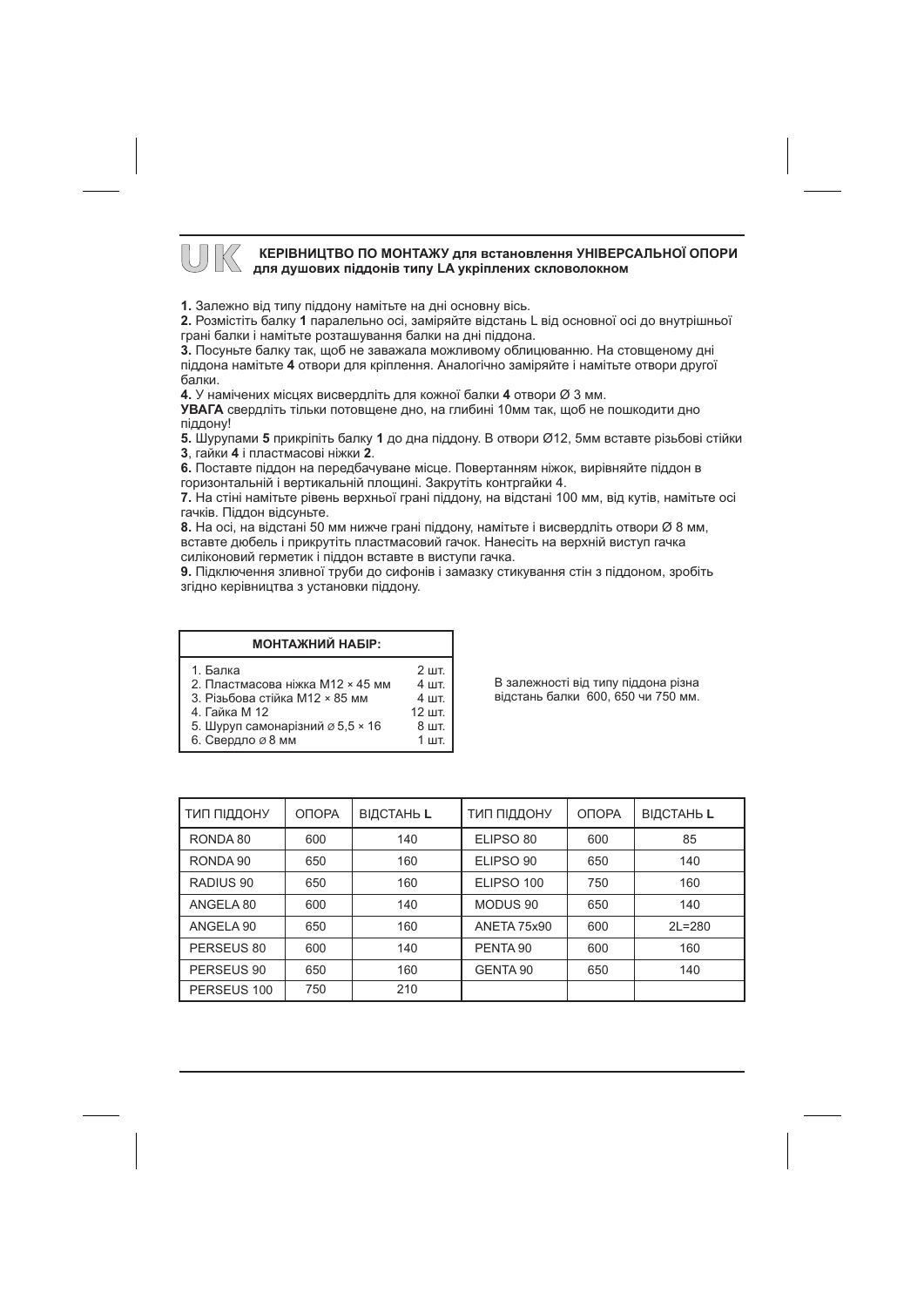# UK КЕРІВНИЦТВО ПО МОНТАЖУ для встановлення УНІВЕРСАЛЬНОЇ ОПОРИ для душових піддонів типу LA укріплених скловолокном

**1.** Залежно від типу піддону намітьте на дні основну вісь.
**2.** Розмістіть балку **1** паралельно осі, заміряйте відстань L від основної осі до внутрішньої грані балки і намітьте розташування балки на дні піддона.
**3.** Посуньте балку так, щоб не заважала можливому облицюванню. На стовщеному дні піддона намітьте **4** отвори для кріплення. Аналогічно заміряйте і намітьте отвори другої балки.
**4.** У намічених місцях висвердліть для кожної балки **4** отвори Ø 3 мм.
**УВАГА** свердліть тільки потовщене дно, на глибині 10мм так, щоб не пошкодити дно піддону!
**5.** Шурупами **5** прикріпіть балку **1** до дна піддону. В отвори Ø12, 5мм вставте різьбові стійки **3**, гайки **4** і пластмасові ніжки **2**.
**6.** Поставте піддон на передбачуване місце. Повертанням ніжок, вирівняйте піддон в горизонтальній і вертикальній площині. Закрутіть контргайки 4.
**7.** На стіні намітьте рівень верхньої грані піддону, на відстані 100 мм, від кутів, намітьте осі гачків. Піддон відсуньте.
**8.** На осі, на відстані 50 мм нижче грані піддону, намітьте і висвердліть отвори Ø 8 мм, вставте дюбель і прикрутіть пластмасовий гачок. Нанесіть на верхній виступ гачка силіконовий герметик і піддон вставте в виступи гачка.
**9.** Підключення зливної труби до сифонів і замазку стикування стін з піддоном, зробіть згідно керівництва з установки піддону.

| МОНТАЖНИЙ НАБІР: | |
|---|---|
| 1. Балка | 2 шт. |
| 2. Пластмасова ніжка M12 × 45 мм | 4 шт. |
| 3. Різьбова стійка M12 × 85 мм | 4 шт. |
| 4. Гайка M 12 | 12 шт. |
| 5. Шуруп самонарізний ⌀ 5,5 × 16 | 8 шт. |
| 6. Свердло ⌀ 8 мм | 1 шт. |

В залежності від типу піддона різна відстань балки 600, 650 чи 750 мм.

| ТИП ПІДДОНУ | ОПОРА | ВІДСТАНЬ **L** | ТИП ПІДДОНУ | ОПОРА | ВІДСТАНЬ **L** |
|---|---|---|---|---|---|
| RONDA 80 | 600 | 140 | ELIPSO 80 | 600 | 85 |
| RONDA 90 | 650 | 160 | ELIPSO 90 | 650 | 140 |
| RADIUS 90 | 650 | 160 | ELIPSO 100 | 750 | 160 |
| ANGELA 80 | 600 | 140 | MODUS 90 | 650 | 140 |
| ANGELA 90 | 650 | 160 | ANETA 75x90 | 600 | 2L=280 |
| PERSEUS 80 | 600 | 140 | PENTA 90 | 600 | 160 |
| PERSEUS 90 | 650 | 160 | GENTA 90 | 650 | 140 |
| PERSEUS 100 | 750 | 210 | | | |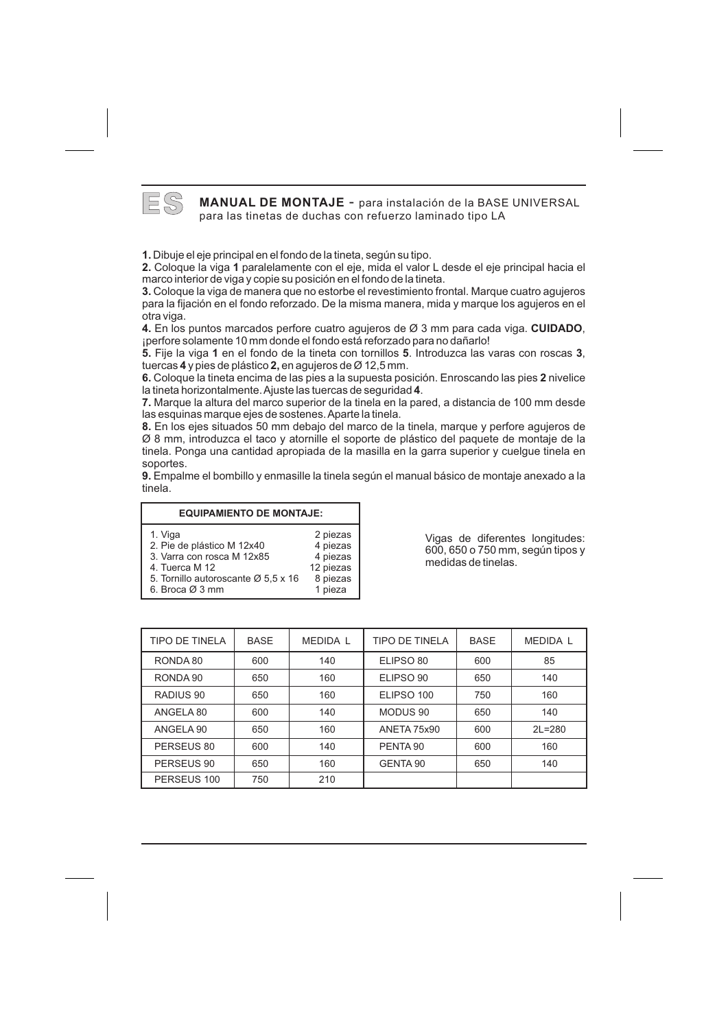# ES

**MANUAL DE MONTAJE** - para instalación de la BASE UNIVERSAL para las tinetas de duchas con refuerzo laminado tipo LA

**1.** Dibuje el eje principal en el fondo de la tineta, según su tipo.
**2.** Coloque la viga **1** paralelamente con el eje, mida el valor L desde el eje principal hacia el marco interior de viga y copie su posición en el fondo de la tineta.
**3.** Coloque la viga de manera que no estorbe el revestimiento frontal. Marque cuatro agujeros para la fijación en el fondo reforzado. De la misma manera, mida y marque los agujeros en el otra viga.
**4.** En los puntos marcados perfore cuatro agujeros de Ø 3 mm para cada viga. **CUIDADO**, ¡perfore solamente 10 mm donde el fondo está reforzado para no dañarlo!
**5.** Fije la viga **1** en el fondo de la tineta con tornillos **5**. Introduzca las varas con roscas **3**, tuercas **4** y pies de plástico **2,** en agujeros de Ø 12,5 mm.
**6.** Coloque la tineta encima de las pies a la supuesta posición. Enroscando las pies **2** nivelice la tineta horizontalmente. Ajuste las tuercas de seguridad **4**.
**7.** Marque la altura del marco superior de la tinela en la pared, a distancia de 100 mm desde las esquinas marque ejes de sostenes. Aparte la tinela.
**8.** En los ejes situados 50 mm debajo del marco de la tinela, marque y perfore agujeros de Ø 8 mm, introduzca el taco y atornille el soporte de plástico del paquete de montaje de la tinela. Ponga una cantidad apropiada de la masilla en la garra superior y cuelgue tinela en soportes.
**9.** Empalme el bombillo y enmasille la tinela según el manual básico de montaje anexado a la tinela.

| **EQUIPAMIENTO DE MONTAJE:** | |
|---|---|
| 1. Viga | 2 piezas |
| 2. Pie de plástico M 12x40 | 4 piezas |
| 3. Varra con rosca M 12x85 | 4 piezas |
| 4. Tuerca M 12 | 12 piezas |
| 5. Tornillo autoroscante Ø 5,5 x 16 | 8 piezas |
| 6. Broca Ø 3 mm | 1 pieza |

Vigas de diferentes longitudes: 600, 650 o 750 mm, según tipos y medidas de tinelas.

| TIPO DE TINELA | BASE | MEDIDA L | TIPO DE TINELA | BASE | MEDIDA L |
|---|---|---|---|---|---|
| RONDA 80 | 600 | 140 | ELIPSO 80 | 600 | 85 |
| RONDA 90 | 650 | 160 | ELIPSO 90 | 650 | 140 |
| RADIUS 90 | 650 | 160 | ELIPSO 100 | 750 | 160 |
| ANGELA 80 | 600 | 140 | MODUS 90 | 650 | 140 |
| ANGELA 90 | 650 | 160 | ANETA 75x90 | 600 | 2L=280 |
| PERSEUS 80 | 600 | 140 | PENTA 90 | 600 | 160 |
| PERSEUS 90 | 650 | 160 | GENTA 90 | 650 | 140 |
| PERSEUS 100 | 750 | 210 | | | |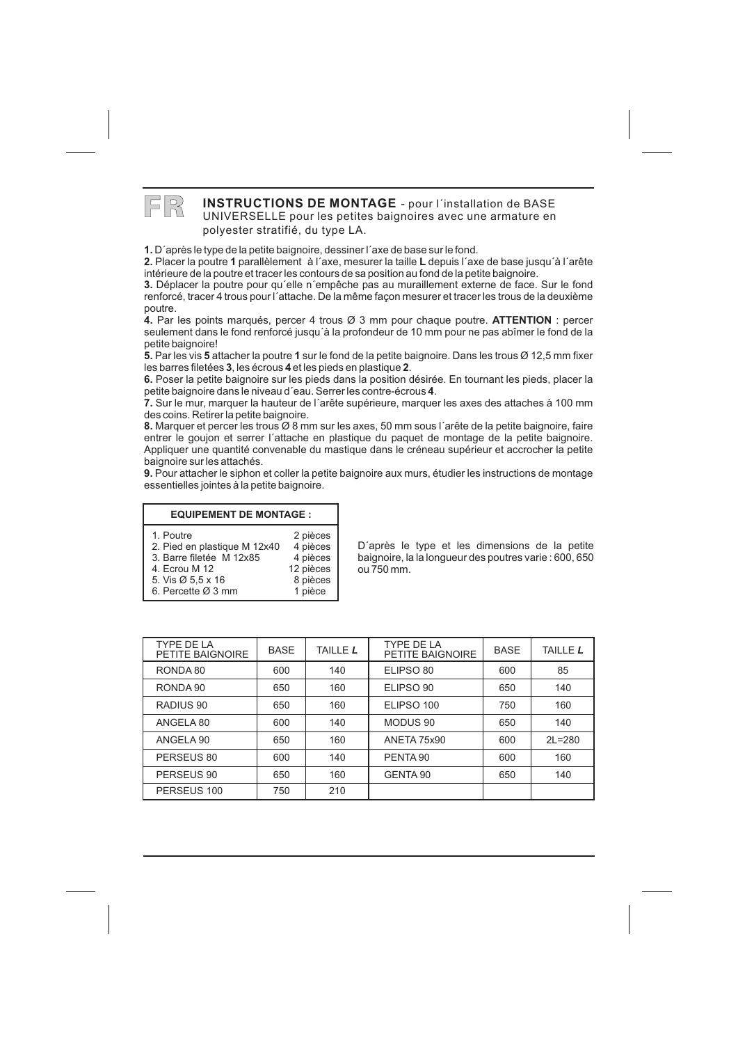## FR

**INSTRUCTIONS DE MONTAGE** - pour l´installation de BASE UNIVERSELLE pour les petites baignoires avec une armature en polyester stratifié, du type LA.

**1.** D´après le type de la petite baignoire, dessiner l´axe de base sur le fond.
**2.** Placer la poutre **1** parallèlement à l´axe, mesurer la taille **L** depuis l´axe de base jusqu´à l´arête intérieure de la poutre et tracer les contours de sa position au fond de la petite baignoire.
**3.** Déplacer la poutre pour qu´elle n´empêche pas au muraillement externe de face. Sur le fond renforcé, tracer 4 trous pour l´attache. De la même façon mesurer et tracer les trous de la deuxième poutre.
**4.** Par les points marqués, percer 4 trous Ø 3 mm pour chaque poutre. **ATTENTION** : percer seulement dans le fond renforcé jusqu´à la profondeur de 10 mm pour ne pas abîmer le fond de la petite baignoire!
**5.** Par les vis **5** attacher la poutre **1** sur le fond de la petite baignoire. Dans les trous Ø 12,5 mm fixer les barres filetées **3**, les écrous **4** et les pieds en plastique **2**.
**6.** Poser la petite baignoire sur les pieds dans la position désirée. En tournant les pieds, placer la petite baignoire dans le niveau d´eau. Serrer les contre-écrous **4**.
**7.** Sur le mur, marquer la hauteur de l´arête supérieure, marquer les axes des attaches à 100 mm des coins. Retirer la petite baignoire.
**8.** Marquer et percer les trous Ø 8 mm sur les axes, 50 mm sous l´arête de la petite baignoire, faire entrer le goujon et serrer l´attache en plastique du paquet de montage de la petite baignoire. Appliquer une quantité convenable du mastique dans le créneau supérieur et accrocher la petite baignoire sur les attachés.
**9.** Pour attacher le siphon et coller la petite baignoire aux murs, étudier les instructions de montage essentielles jointes à la petite baignoire.

| EQUIPEMENT DE MONTAGE : | |
|---|---|
| 1. Poutre | 2 pièces |
| 2. Pied en plastique M 12x40 | 4 pièces |
| 3. Barre filetée M 12x85 | 4 pièces |
| 4. Ecrou M 12 | 12 pièces |
| 5. Vis Ø 5,5 x 16 | 8 pièces |
| 6. Percette Ø 3 mm | 1 pièce |

D´après le type et les dimensions de la petite baignoire, la la longueur des poutres varie : 600, 650 ou 750 mm.

| TYPE DE LA PETITE BAIGNOIRE | BASE | TAILLE ***L*** | TYPE DE LA PETITE BAIGNOIRE | BASE | TAILLE ***L*** |
|---|---|---|---|---|---|
| RONDA 80 | 600 | 140 | ELIPSO 80 | 600 | 85 |
| RONDA 90 | 650 | 160 | ELIPSO 90 | 650 | 140 |
| RADIUS 90 | 650 | 160 | ELIPSO 100 | 750 | 160 |
| ANGELA 80 | 600 | 140 | MODUS 90 | 650 | 140 |
| ANGELA 90 | 650 | 160 | ANETA 75x90 | 600 | 2L=280 |
| PERSEUS 80 | 600 | 140 | PENTA 90 | 600 | 160 |
| PERSEUS 90 | 650 | 160 | GENTA 90 | 650 | 140 |
| PERSEUS 100 | 750 | 210 | | | |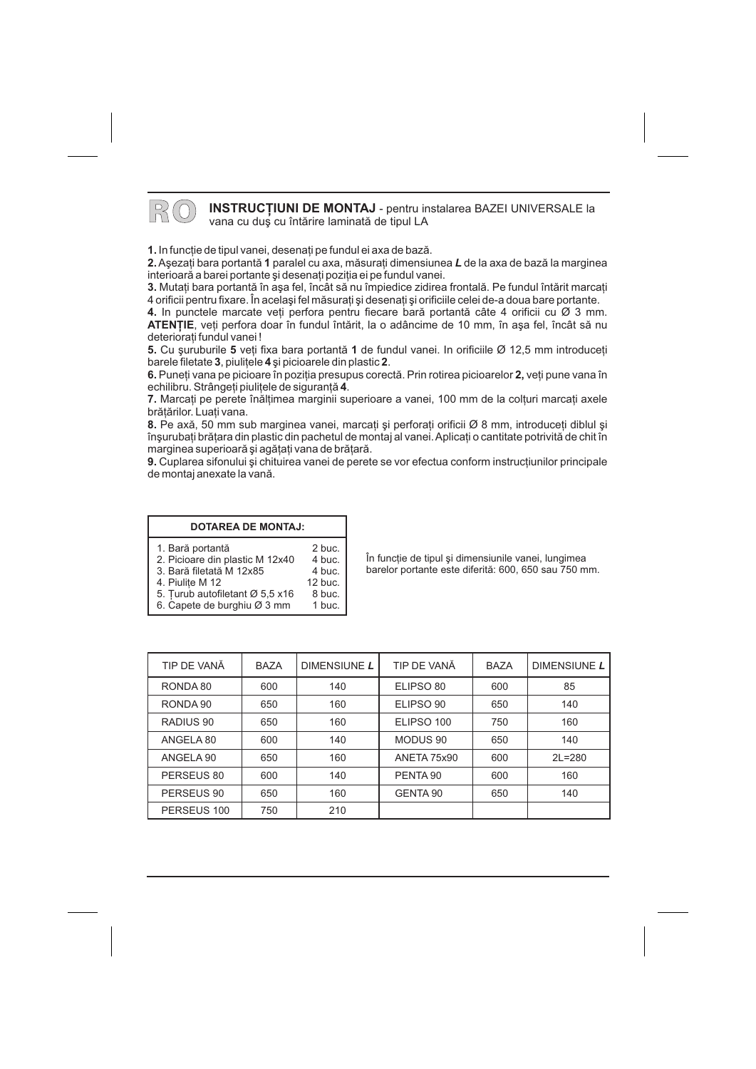RO

## INSTRUCȚIUNI DE MONTAJ - pentru instalarea BAZEI UNIVERSALE la vana cu duş cu întărire laminată de tipul LA

**1.** In funcție de tipul vanei, desenați pe fundul ei axa de bază.

**2.** Aşezați bara portantă **1** paralel cu axa, măsurați dimensiunea ***L*** de la axa de bază la marginea interioară a barei portante şi desenați poziția ei pe fundul vanei.

**3.** Mutați bara portantă în aşa fel, încât să nu împiedice zidirea frontală. Pe fundul întărit marcați 4 orificii pentru fixare. În acelaşi fel măsurați şi desenați şi orificiile celei de-a doua bare portante.

**4.** In punctele marcate veți perfora pentru fiecare bară portantă câte 4 orificii cu Ø 3 mm. **ATENȚIE**, veți perfora doar în fundul întărit, la o adâncime de 10 mm, în aşa fel, încât să nu deteriorați fundul vanei !

**5.** Cu şuruburile **5** veți fixa bara portantă **1** de fundul vanei. In orificiile Ø 12,5 mm introduceți barele filetate **3**, piulițele **4** şi picioarele din plastic **2**.

**6.** Puneți vana pe picioare în poziția presupus corectă. Prin rotirea picioarelor **2,** veți pune vana în echilibru. Strângeți piulițele de siguranță **4**.

**7.** Marcați pe perete înălțimea marginii superioare a vanei, 100 mm de la colțuri marcați axele brățărilor. Luați vana.

**8.** Pe axă, 50 mm sub marginea vanei, marcați şi perforați orificii Ø 8 mm, introduceți diblul şi înşurubați brățara din plastic din pachetul de montaj al vanei. Aplicați o cantitate potrivită de chit în marginea superioară şi agățați vana de brățară.

**9.** Cuplarea sifonului şi chituirea vanei de perete se vor efectua conform instrucțiunilor principale de montaj anexate la vană.

| DOTAREA DE MONTAJ: | |
|---|---|
| 1. Bară portantă | 2 buc. |
| 2. Picioare din plastic M 12x40 | 4 buc. |
| 3. Bară filetată M 12x85 | 4 buc. |
| 4. Piulițe M 12 | 12 buc. |
| 5. Țurub autofiletant Ø 5,5 x16 | 8 buc. |
| 6. Capete de burghiu Ø 3 mm | 1 buc. |

În funcție de tipul şi dimensiunile vanei, lungimea barelor portante este diferită: 600, 650 sau 750 mm.

| TIP DE VANĂ | BAZA | DIMENSIUNE ***L*** | TIP DE VANĂ | BAZA | DIMENSIUNE ***L*** |
|---|---|---|---|---|---|
| RONDA 80 | 600 | 140 | ELIPSO 80 | 600 | 85 |
| RONDA 90 | 650 | 160 | ELIPSO 90 | 650 | 140 |
| RADIUS 90 | 650 | 160 | ELIPSO 100 | 750 | 160 |
| ANGELA 80 | 600 | 140 | MODUS 90 | 650 | 140 |
| ANGELA 90 | 650 | 160 | ANETA 75x90 | 600 | 2L=280 |
| PERSEUS 80 | 600 | 140 | PENTA 90 | 600 | 160 |
| PERSEUS 90 | 650 | 160 | GENTA 90 | 650 | 140 |
| PERSEUS 100 | 750 | 210 | | | |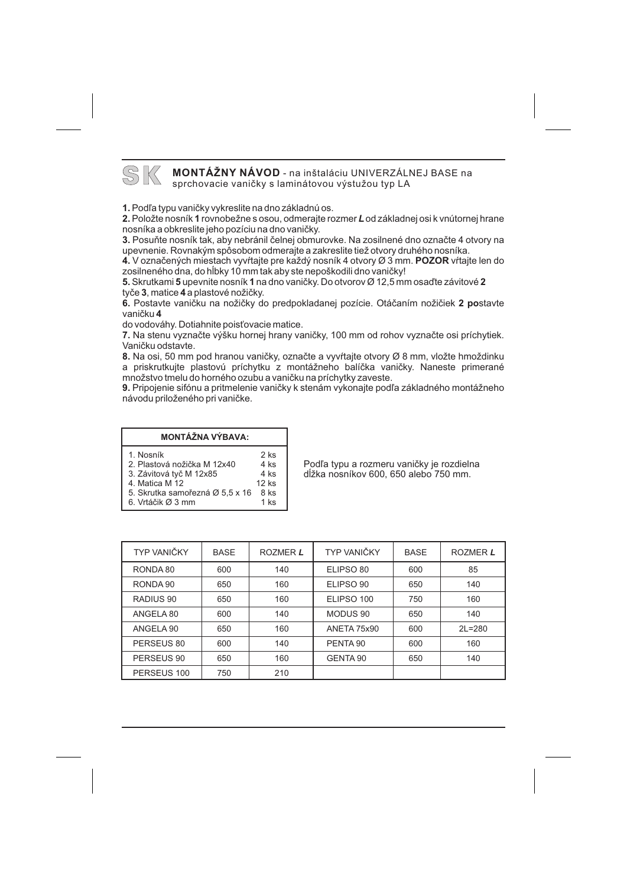## SK MONTÁŽNY NÁVOD - na inštaláciu UNIVERZÁLNEJ BASE na sprchovacie vaničky s laminátovou výstužou typ LA

**1.** Podľa typu vaničky vykreslite na dno základnú os.
**2.** Položte nosník **1** rovnobežne s osou, odmerajte rozmer ***L*** od základnej osi k vnútornej hrane nosníka a obkreslite jeho pozíciu na dno vaničky.
**3.** Posuňte nosník tak, aby nebránil čelnej obmurovke. Na zosilnené dno označte 4 otvory na upevnenie. Rovnakým spôsobom odmerajte a zakreslite tiež otvory druhého nosníka.
**4.** V označených miestach vyvŕtajte pre každý nosník 4 otvory Ø 3 mm. **POZOR** vŕtajte len do zosilneného dna, do hĺbky 10 mm tak aby ste nepoškodili dno vaničky!
**5.** Skrutkami **5** upevnite nosník **1** na dno vaničky. Do otvorov Ø 12,5 mm osaďte závitové **2** tyče **3**, matice **4** a plastové nožičky.
**6.** Postavte vaničku na nožičky do predpokladanej pozície. Otáčaním nožičiek **2 po**stavte vaničku **4**
do vodováhy. Dotiahnite poisťovacie matice.
**7.** Na stenu vyznačte výšku hornej hrany vaničky, 100 mm od rohov vyznačte osi príchytiek. Vaničku odstavte.
**8.** Na osi, 50 mm pod hranou vaničky, označte a vyvŕtajte otvory Ø 8 mm, vložte hmoždinku a priskrutkujte plastovú príchytku z montážneho balíčka vaničky. Naneste primerané množstvo tmelu do horného ozubu a vaničku na príchytky zaveste.
**9.** Pripojenie sifónu a pritmelenie vaničky k stenám vykonajte podľa základného montážneho návodu priloženého pri vaničke.

| MONTÁŽNA VÝBAVA: | |
|---|---|
| 1. Nosník | 2 ks |
| 2. Plastová nožička M 12x40 | 4 ks |
| 3. Závitová tyč M 12x85 | 4 ks |
| 4. Matica M 12 | 12 ks |
| 5. Skrutka samořezná Ø 5,5 x 16 | 8 ks |
| 6. Vrtáčik Ø 3 mm | 1 ks |

Podľa typu a rozmeru vaničky je rozdielna dĺžka nosníkov 600, 650 alebo 750 mm.

| TYP VANIČKY | BASE | ROZMER *L* | TYP VANIČKY | BASE | ROZMER *L* |
|---|---|---|---|---|---|
| RONDA 80 | 600 | 140 | ELIPSO 80 | 600 | 85 |
| RONDA 90 | 650 | 160 | ELIPSO 90 | 650 | 140 |
| RADIUS 90 | 650 | 160 | ELIPSO 100 | 750 | 160 |
| ANGELA 80 | 600 | 140 | MODUS 90 | 650 | 140 |
| ANGELA 90 | 650 | 160 | ANETA 75x90 | 600 | 2L=280 |
| PERSEUS 80 | 600 | 140 | PENTA 90 | 600 | 160 |
| PERSEUS 90 | 650 | 160 | GENTA 90 | 650 | 140 |
| PERSEUS 100 | 750 | 210 | | | |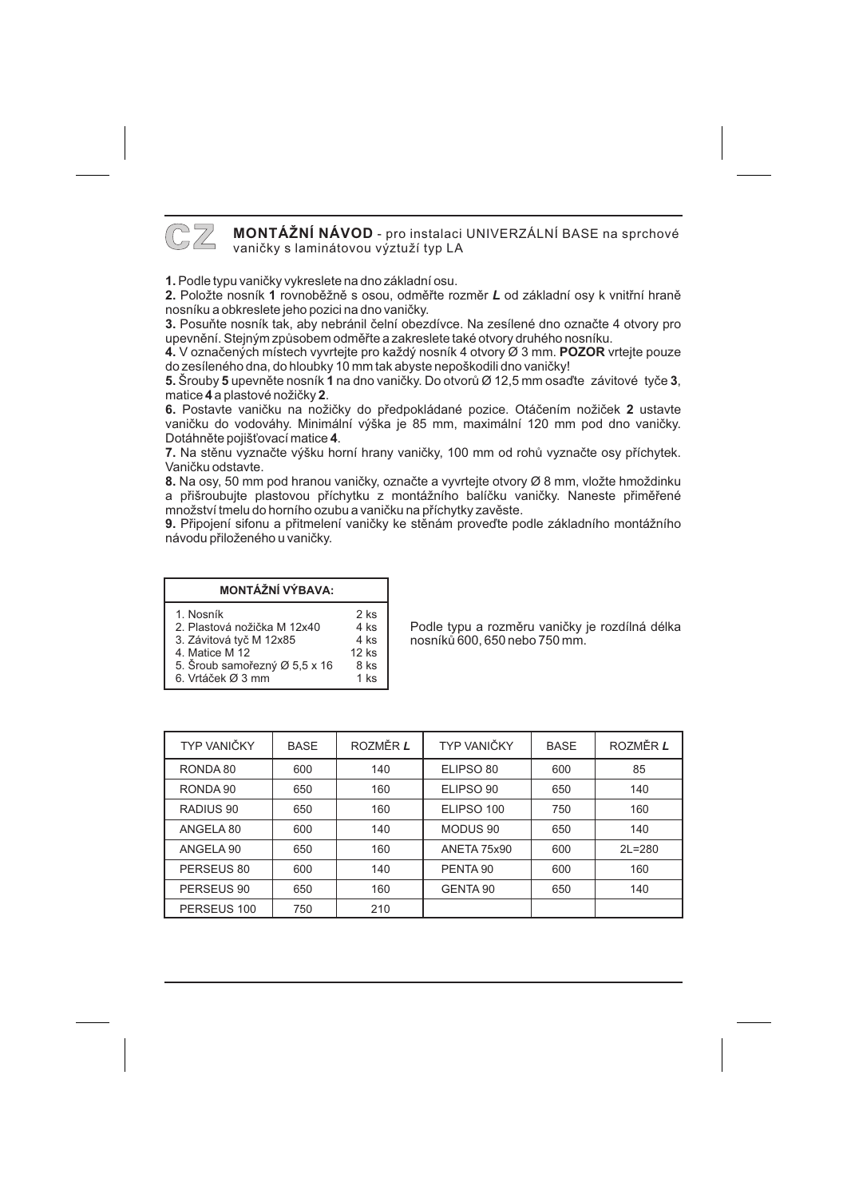# CZ MONTÁŽNÍ NÁVOD - pro instalaci UNIVERZÁLNÍ BASE na sprchové vaničky s laminátovou výztuží typ LA

**1.** Podle typu vaničky vykreslete na dno základní osu.

**2.** Položte nosník **1** rovnoběžně s osou, odměřte rozměr ***L*** od základní osy k vnitřní hraně nosníku a obkreslete jeho pozici na dno vaničky.

**3.** Posuňte nosník tak, aby nebránil čelní obezdívce. Na zesílené dno označte 4 otvory pro upevnění. Stejným způsobem odměřte a zakreslete také otvory druhého nosníku.

**4.** V označených místech vyvrtejte pro každý nosník 4 otvory Ø 3 mm. **POZOR** vrtejte pouze do zesíleného dna, do hloubky 10 mm tak abyste nepoškodili dno vaničky!

**5.** Šrouby **5** upevněte nosník **1** na dno vaničky. Do otvorů Ø 12,5 mm osaďte závitové tyče **3**, matice **4** a plastové nožičky **2**.

**6.** Postavte vaničku na nožičky do předpokládané pozice. Otáčením nožiček **2** ustavte vaničku do vodováhy. Minimální výška je 85 mm, maximální 120 mm pod dno vaničky. Dotáhněte pojišťovací matice **4**.

**7.** Na stěnu vyznačte výšku horní hrany vaničky, 100 mm od rohů vyznačte osy příchytek. Vaničku odstavte.

**8.** Na osy, 50 mm pod hranou vaničky, označte a vyvrtejte otvory Ø 8 mm, vložte hmoždinku a přišroubujte plastovou příchytku z montážního balíčku vaničky. Naneste přiměřené množství tmelu do horního ozubu a vaničku na příchytky zavěste.

**9.** Připojení sifonu a přitmelení vaničky ke stěnám proveďte podle základního montážního návodu přiloženého u vaničky.

| MONTÁŽNÍ VÝBAVA: | |
|---|---|
| 1. Nosník | 2 ks |
| 2. Plastová nožička M 12x40 | 4 ks |
| 3. Závitová tyč M 12x85 | 4 ks |
| 4. Matice M 12 | 12 ks |
| 5. Šroub samořezný Ø 5,5 x 16 | 8 ks |
| 6. Vrtáček Ø 3 mm | 1 ks |

Podle typu a rozměru vaničky je rozdílná délka nosníků 600, 650 nebo 750 mm.

| TYP VANIČKY | BASE | ROZMĚR ***L*** | TYP VANIČKY | BASE | ROZMĚR ***L*** |
|---|---|---|---|---|---|
| RONDA 80 | 600 | 140 | ELIPSO 80 | 600 | 85 |
| RONDA 90 | 650 | 160 | ELIPSO 90 | 650 | 140 |
| RADIUS 90 | 650 | 160 | ELIPSO 100 | 750 | 160 |
| ANGELA 80 | 600 | 140 | MODUS 90 | 650 | 140 |
| ANGELA 90 | 650 | 160 | ANETA 75x90 | 600 | 2L=280 |
| PERSEUS 80 | 600 | 140 | PENTA 90 | 600 | 160 |
| PERSEUS 90 | 650 | 160 | GENTA 90 | 650 | 140 |
| PERSEUS 100 | 750 | 210 | | | |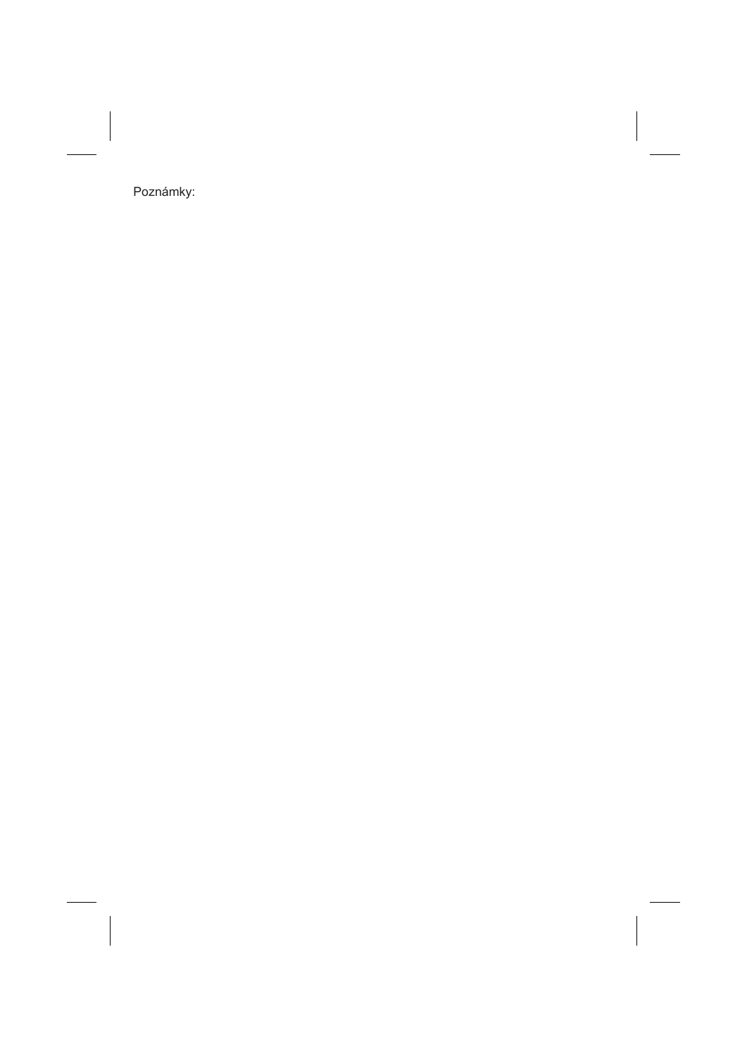Poznámky: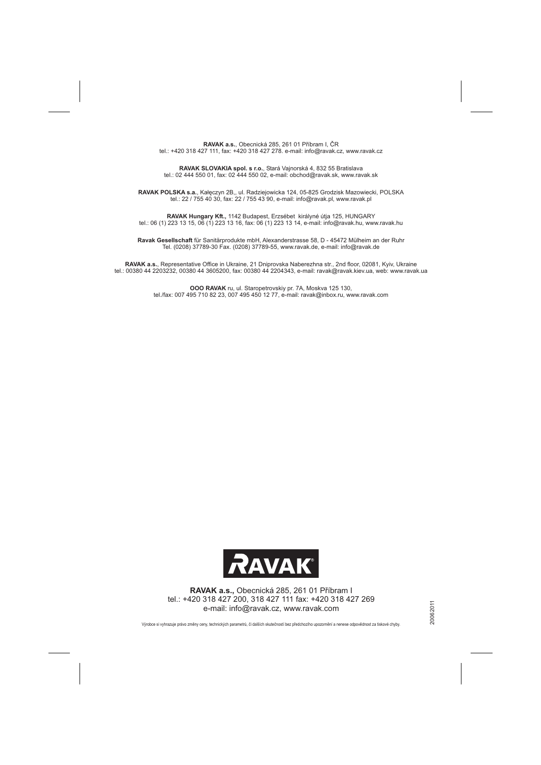**RAVAK a.s.**, Obecnická 285, 261 01 Příbram I, ČR
tel.: +420 318 427 111, fax: +420 318 427 278. e-mail: info@ravak.cz, www.ravak.cz

**RAVAK SLOVAKIA spol. s r.o.**, Stará Vajnorská 4, 832 55 Bratislava
tel.: 02 444 550 01, fax: 02 444 550 02, e-mail: obchod@ravak.sk, www.ravak.sk

**RAVAK POLSKA s.a.**, Kałęczyn 2B,, ul. Radziejowicka 124, 05-825 Grodzisk Mazowiecki, POLSKA
tel.: 22 / 755 40 30, fax: 22 / 755 43 90, e-mail: info@ravak.pl, www.ravak.pl

**RAVAK Hungary Kft.,** 1142 Budapest, Erzsébet királyné útja 125, HUNGARY
tel.: 06 (1) 223 13 15, 06 (1) 223 13 16, fax: 06 (1) 223 13 14, e-mail: info@ravak.hu, www.ravak.hu

**Ravak Gesellschaft** für Sanitärprodukte mbH, Alexanderstrasse 58, D - 45472 Mülheim an der Ruhr
Tel. (0208) 37789-30 Fax. (0208) 37789-55, www.ravak.de, e-mail: info@ravak.de

**RAVAK a.s.**, Representative Office in Ukraine, 21 Dniprovska Naberezhna str., 2nd floor, 02081, Kyiv, Ukraine
tel.: 00380 44 2203232, 00380 44 3605200, fax: 00380 44 2204343, e-mail: ravak@ravak.kiev.ua, web: www.ravak.ua

**OOO RAVAK** ru, ul. Staropetrovskiy pr. 7A, Moskva 125 130,
tel./fax: 007 495 710 82 23, 007 495 450 12 77, e-mail: ravak@inbox.ru, www.ravak.com

RAVAK®

**RAVAK a.s.,** Obecnická 285, 261 01 Příbram I
tel.: +420 318 427 200, 318 427 111 fax: +420 318 427 269
e-mail: info@ravak.cz, www.ravak.com

Výrobce si vyhrazuje právo změny ceny, technických parametrů, či dalších skutečností bez předchozího upozornění a nenese odpovědnost za tiskové chyby.

20062011